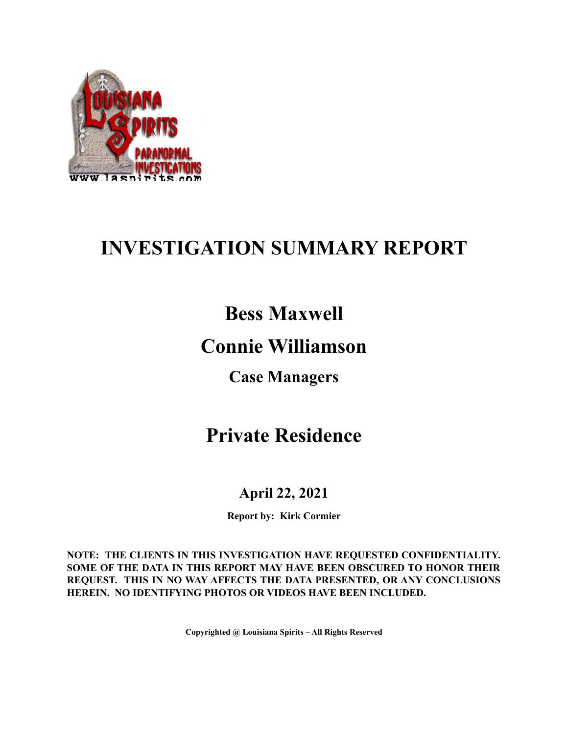# INVESTIGATION SUMMARY REPORT

## Bess Maxwell

## Connie Williamson

### Case Managers

## Private Residence

### April 22, 2021

**Report by: Kirk Cormier**

**NOTE: THE CLIENTS IN THIS INVESTIGATION HAVE REQUESTED CONFIDENTIALITY. SOME OF THE DATA IN THIS REPORT MAY HAVE BEEN OBSCURED TO HONOR THEIR REQUEST. THIS IN NO WAY AFFECTS THE DATA PRESENTED, OR ANY CONCLUSIONS HEREIN. NO IDENTIFYING PHOTOS OR VIDEOS HAVE BEEN INCLUDED.**

**Copyrighted @ Louisiana Spirits – All Rights Reserved**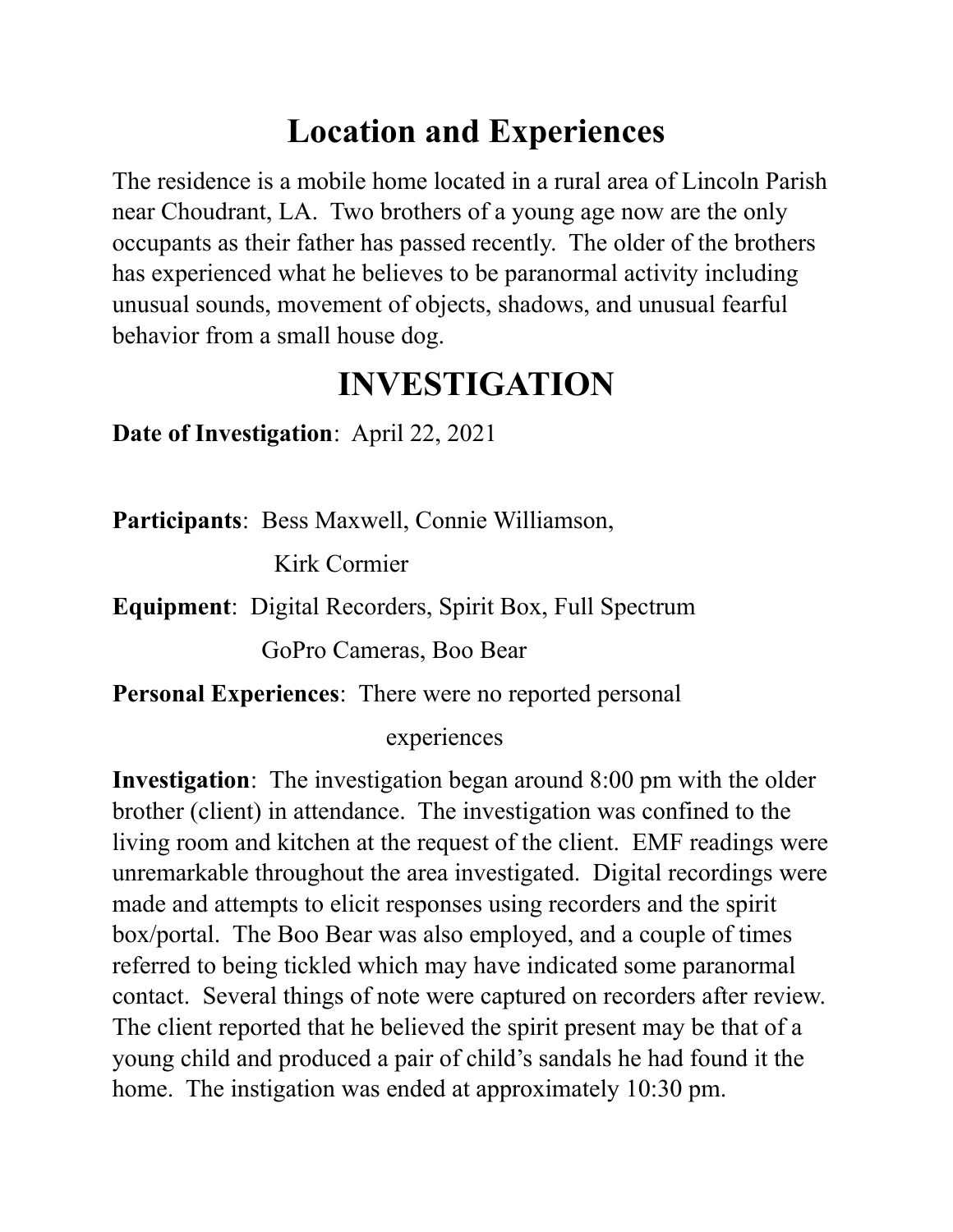# Location and Experiences

The residence is a mobile home located in a rural area of Lincoln Parish near Choudrant, LA. Two brothers of a young age now are the only occupants as their father has passed recently. The older of the brothers has experienced what he believes to be paranormal activity including unusual sounds, movement of objects, shadows, and unusual fearful behavior from a small house dog.

# INVESTIGATION

**Date of Investigation**: April 22, 2021

**Participants**: Bess Maxwell, Connie Williamson, Kirk Cormier

**Equipment**: Digital Recorders, Spirit Box, Full Spectrum GoPro Cameras, Boo Bear

**Personal Experiences**: There were no reported personal experiences

**Investigation**: The investigation began around 8:00 pm with the older brother (client) in attendance. The investigation was confined to the living room and kitchen at the request of the client. EMF readings were unremarkable throughout the area investigated. Digital recordings were made and attempts to elicit responses using recorders and the spirit box/portal. The Boo Bear was also employed, and a couple of times referred to being tickled which may have indicated some paranormal contact. Several things of note were captured on recorders after review. The client reported that he believed the spirit present may be that of a young child and produced a pair of child's sandals he had found it the home. The instigation was ended at approximately 10:30 pm.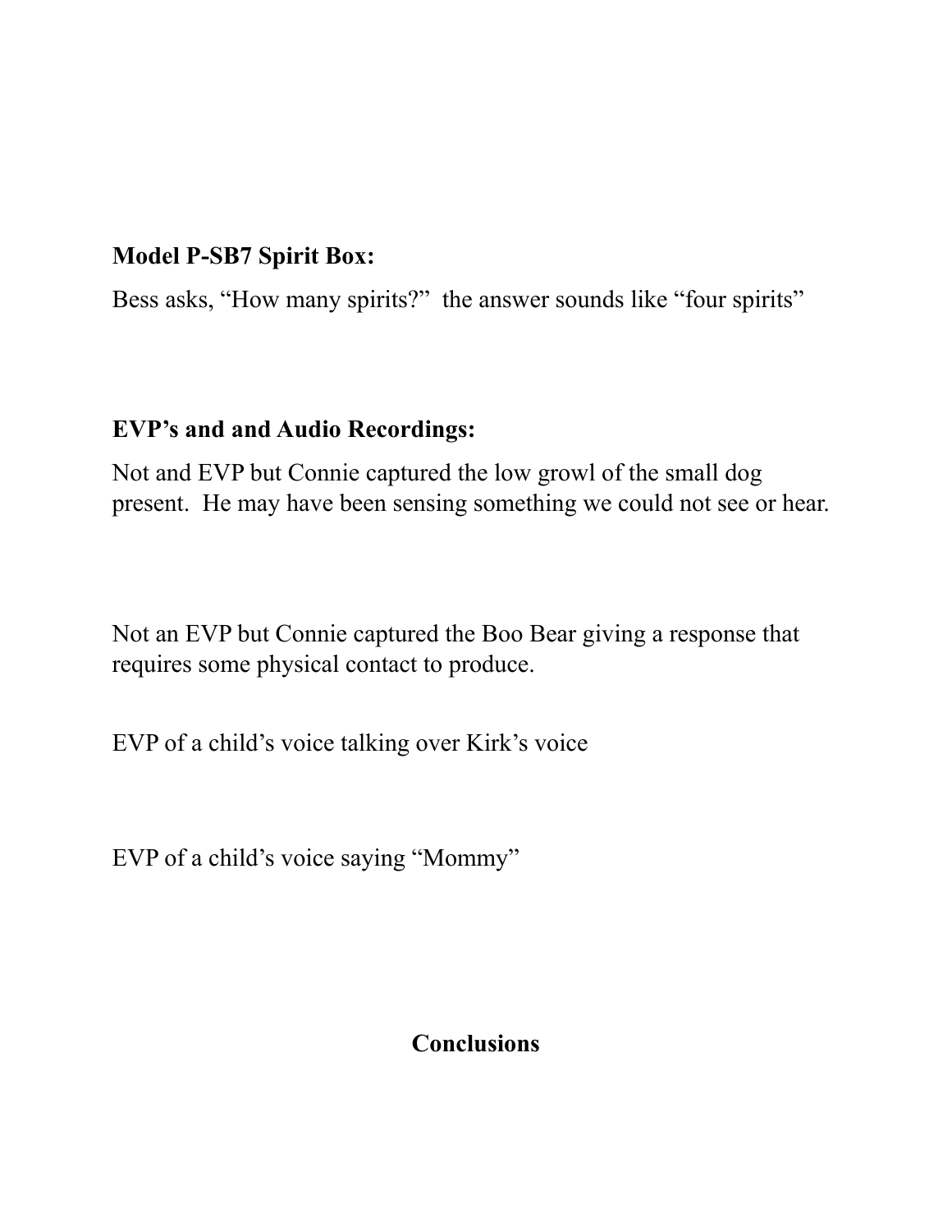**Model P-SB7 Spirit Box:**

Bess asks, “How many spirits?” the answer sounds like “four spirits”

**EVP’s and and Audio Recordings:**

Not and EVP but Connie captured the low growl of the small dog present. He may have been sensing something we could not see or hear.

Not an EVP but Connie captured the Boo Bear giving a response that requires some physical contact to produce.

EVP of a child’s voice talking over Kirk’s voice

EVP of a child’s voice saying “Mommy”

## Conclusions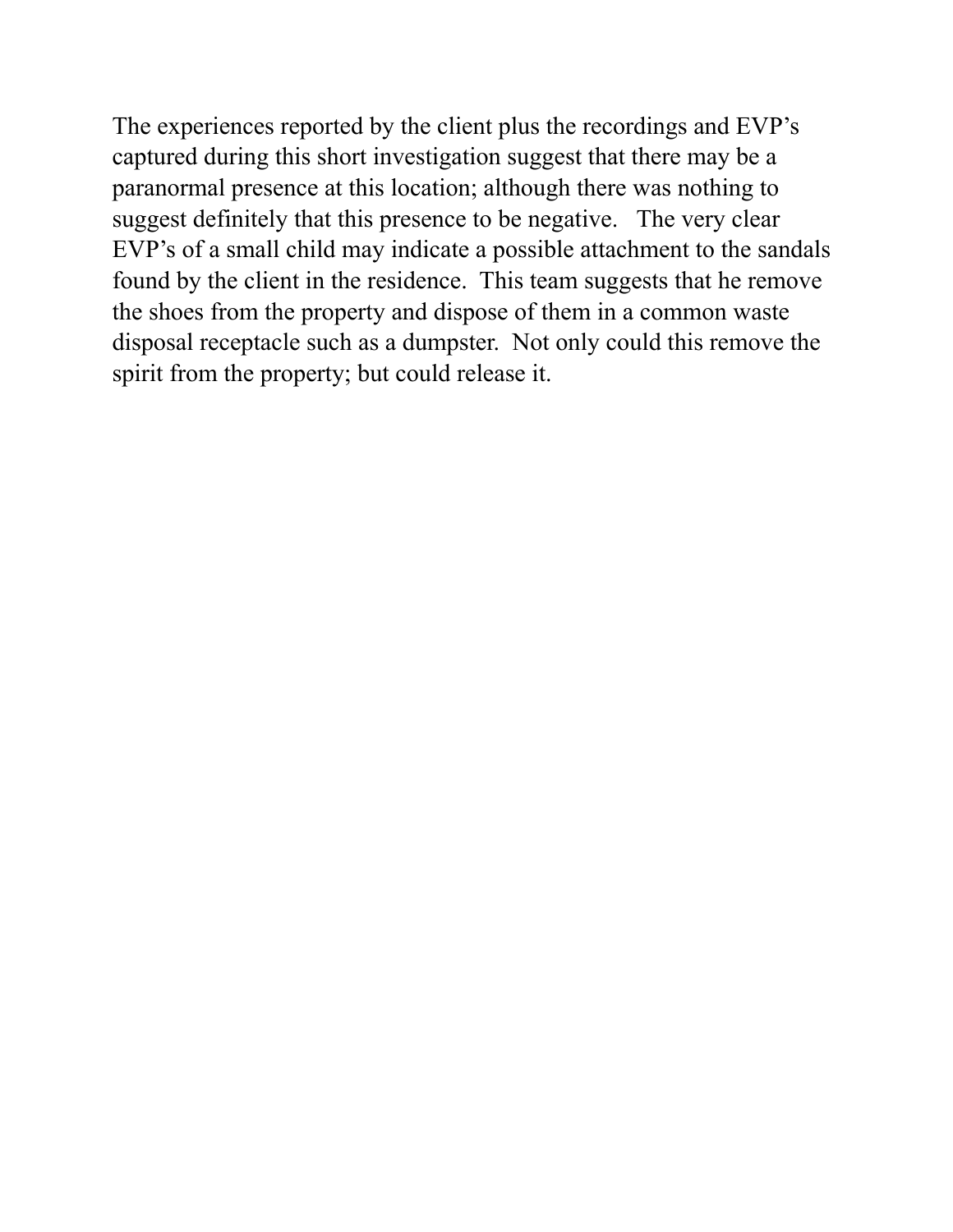The experiences reported by the client plus the recordings and EVP's captured during this short investigation suggest that there may be a paranormal presence at this location; although there was nothing to suggest definitely that this presence to be negative. The very clear EVP's of a small child may indicate a possible attachment to the sandals found by the client in the residence. This team suggests that he remove the shoes from the property and dispose of them in a common waste disposal receptacle such as a dumpster. Not only could this remove the spirit from the property; but could release it.